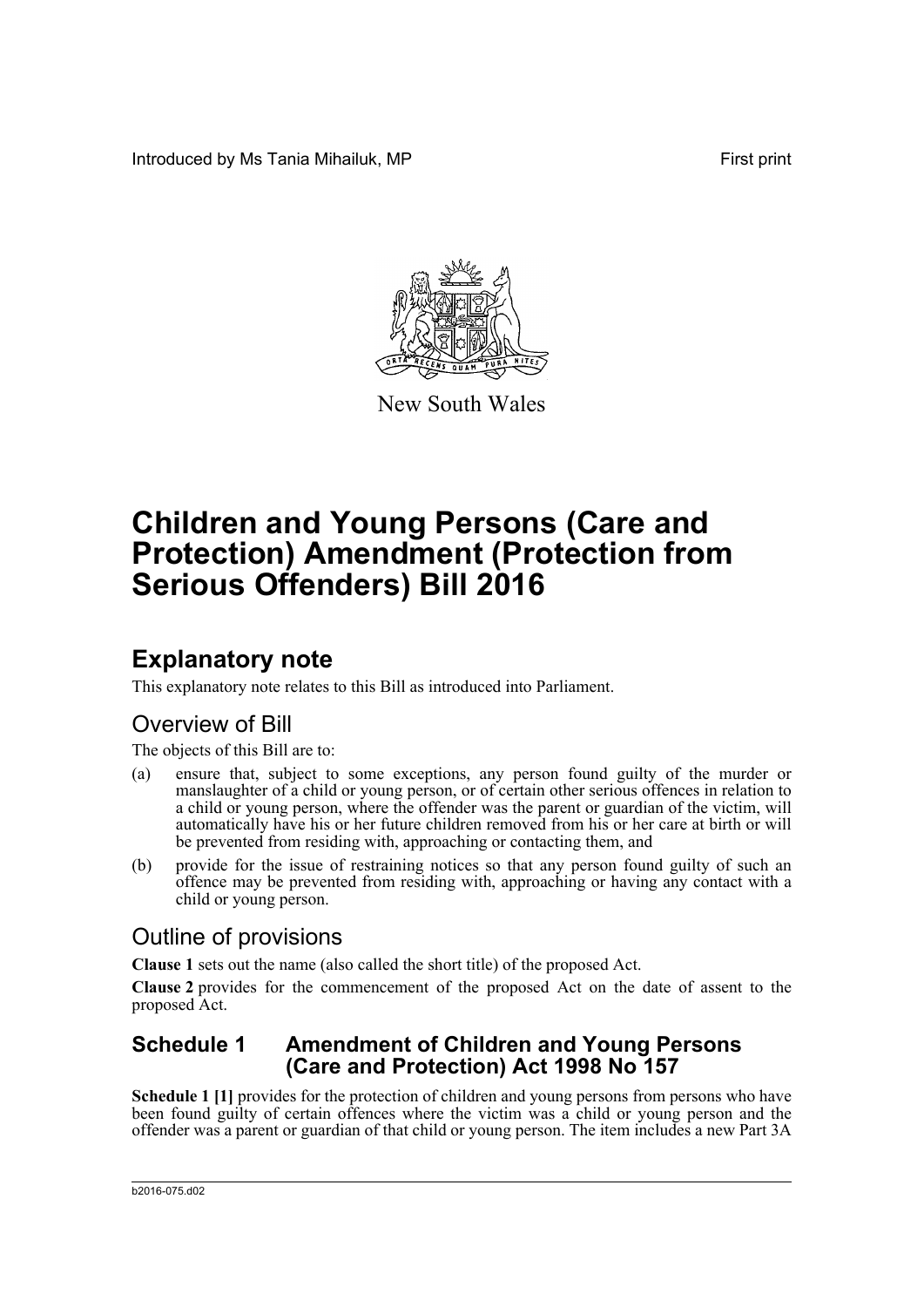Introduced by Ms Tania Mihailuk, MP

First print

New South Wales

# Children and Young Persons (Care and Protection) Amendment (Protection from Serious Offenders) Bill 2016

## Explanatory note

This explanatory note relates to this Bill as introduced into Parliament.

### Overview of Bill

The objects of this Bill are to:

(a) ensure that, subject to some exceptions, any person found guilty of the murder or manslaughter of a child or young person, or of certain other serious offences in relation to a child or young person, where the offender was the parent or guardian of the victim, will automatically have his or her future children removed from his or her care at birth or will be prevented from residing with, approaching or contacting them, and

(b) provide for the issue of restraining notices so that any person found guilty of such an offence may be prevented from residing with, approaching or having any contact with a child or young person.

### Outline of provisions

**Clause 1** sets out the name (also called the short title) of the proposed Act.

**Clause 2** provides for the commencement of the proposed Act on the date of assent to the proposed Act.

## Schedule 1 Amendment of Children and Young Persons (Care and Protection) Act 1998 No 157

**Schedule 1 [1]** provides for the protection of children and young persons from persons who have been found guilty of certain offences where the victim was a child or young person and the offender was a parent or guardian of that child or young person. The item includes a new Part 3A

b2016-075.d02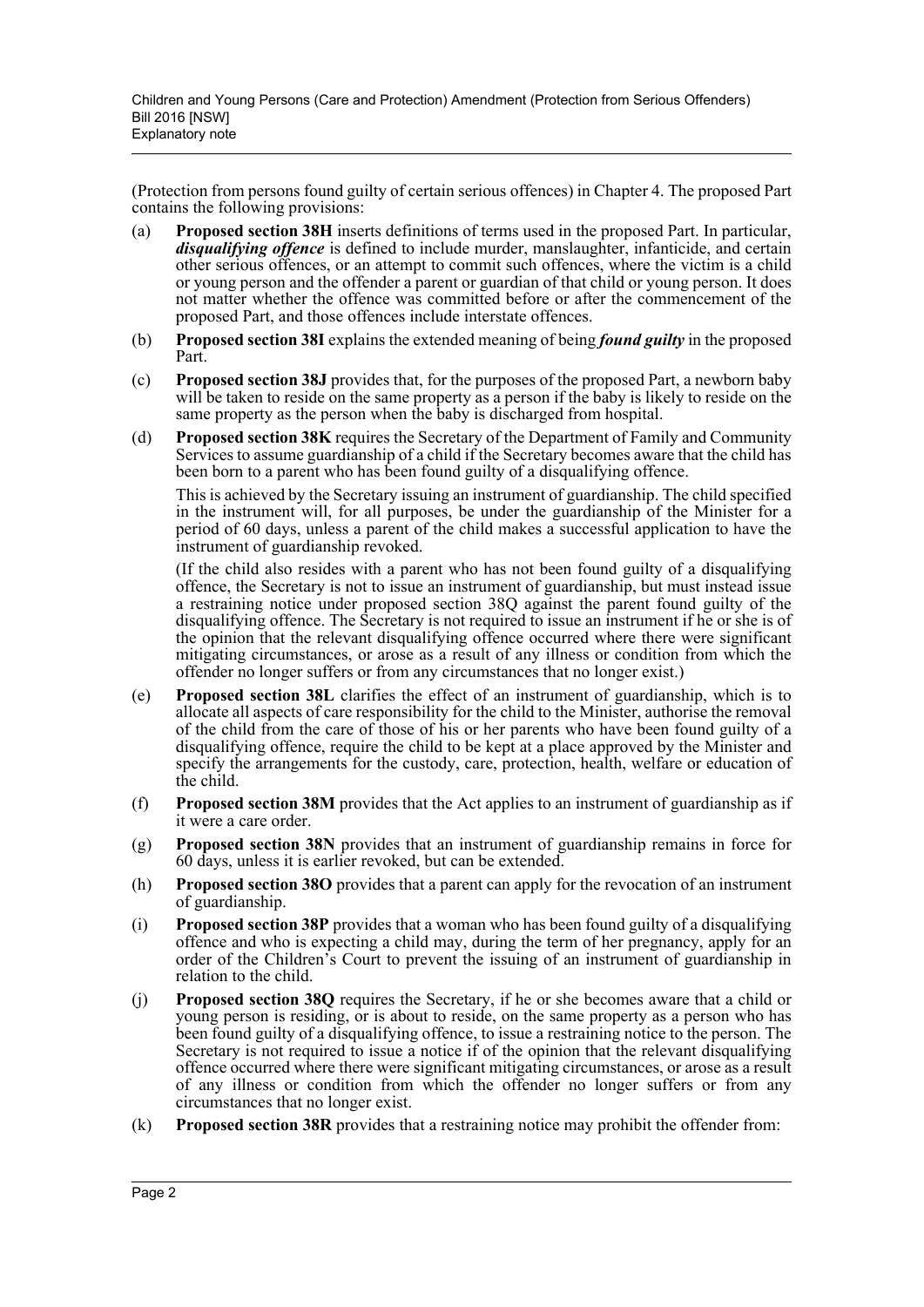(Protection from persons found guilty of certain serious offences) in Chapter 4. The proposed Part contains the following provisions:

(a) **Proposed section 38H** inserts definitions of terms used in the proposed Part. In particular, ***disqualifying offence*** is defined to include murder, manslaughter, infanticide, and certain other serious offences, or an attempt to commit such offences, where the victim is a child or young person and the offender a parent or guardian of that child or young person. It does not matter whether the offence was committed before or after the commencement of the proposed Part, and those offences include interstate offences.

(b) **Proposed section 38I** explains the extended meaning of being ***found guilty*** in the proposed Part.

(c) **Proposed section 38J** provides that, for the purposes of the proposed Part, a newborn baby will be taken to reside on the same property as a person if the baby is likely to reside on the same property as the person when the baby is discharged from hospital.

(d) **Proposed section 38K** requires the Secretary of the Department of Family and Community Services to assume guardianship of a child if the Secretary becomes aware that the child has been born to a parent who has been found guilty of a disqualifying offence.

This is achieved by the Secretary issuing an instrument of guardianship. The child specified in the instrument will, for all purposes, be under the guardianship of the Minister for a period of 60 days, unless a parent of the child makes a successful application to have the instrument of guardianship revoked.

(If the child also resides with a parent who has not been found guilty of a disqualifying offence, the Secretary is not to issue an instrument of guardianship, but must instead issue a restraining notice under proposed section 38Q against the parent found guilty of the disqualifying offence. The Secretary is not required to issue an instrument if he or she is of the opinion that the relevant disqualifying offence occurred where there were significant mitigating circumstances, or arose as a result of any illness or condition from which the offender no longer suffers or from any circumstances that no longer exist.)

(e) **Proposed section 38L** clarifies the effect of an instrument of guardianship, which is to allocate all aspects of care responsibility for the child to the Minister, authorise the removal of the child from the care of those of his or her parents who have been found guilty of a disqualifying offence, require the child to be kept at a place approved by the Minister and specify the arrangements for the custody, care, protection, health, welfare or education of the child.

(f) **Proposed section 38M** provides that the Act applies to an instrument of guardianship as if it were a care order.

(g) **Proposed section 38N** provides that an instrument of guardianship remains in force for 60 days, unless it is earlier revoked, but can be extended.

(h) **Proposed section 38O** provides that a parent can apply for the revocation of an instrument of guardianship.

(i) **Proposed section 38P** provides that a woman who has been found guilty of a disqualifying offence and who is expecting a child may, during the term of her pregnancy, apply for an order of the Children's Court to prevent the issuing of an instrument of guardianship in relation to the child.

(j) **Proposed section 38Q** requires the Secretary, if he or she becomes aware that a child or young person is residing, or is about to reside, on the same property as a person who has been found guilty of a disqualifying offence, to issue a restraining notice to the person. The Secretary is not required to issue a notice if of the opinion that the relevant disqualifying offence occurred where there were significant mitigating circumstances, or arose as a result of any illness or condition from which the offender no longer suffers or from any circumstances that no longer exist.

(k) **Proposed section 38R** provides that a restraining notice may prohibit the offender from: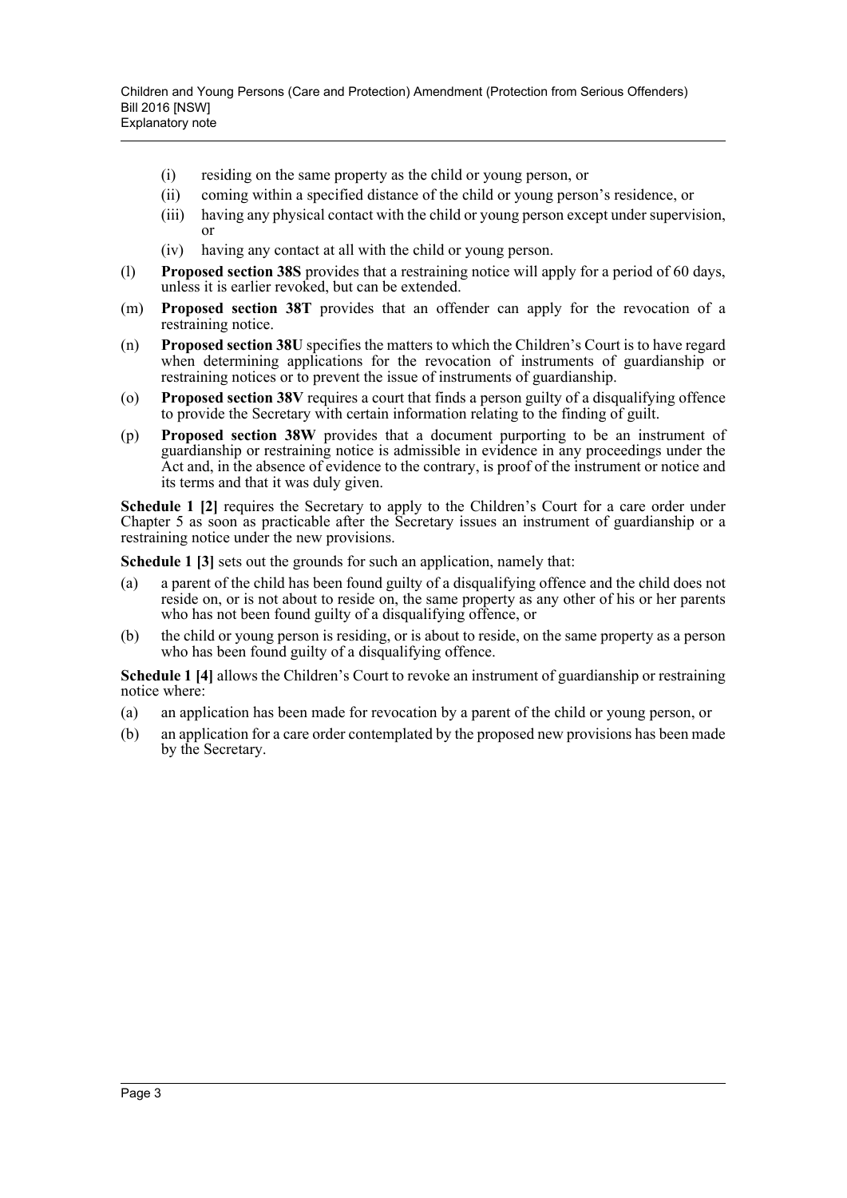- (i) residing on the same property as the child or young person, or
- (ii) coming within a specified distance of the child or young person's residence, or
- (iii) having any physical contact with the child or young person except under supervision, or
- (iv) having any contact at all with the child or young person.

(l) **Proposed section 38S** provides that a restraining notice will apply for a period of 60 days, unless it is earlier revoked, but can be extended.

(m) **Proposed section 38T** provides that an offender can apply for the revocation of a restraining notice.

(n) **Proposed section 38U** specifies the matters to which the Children's Court is to have regard when determining applications for the revocation of instruments of guardianship or restraining notices or to prevent the issue of instruments of guardianship.

(o) **Proposed section 38V** requires a court that finds a person guilty of a disqualifying offence to provide the Secretary with certain information relating to the finding of guilt.

(p) **Proposed section 38W** provides that a document purporting to be an instrument of guardianship or restraining notice is admissible in evidence in any proceedings under the Act and, in the absence of evidence to the contrary, is proof of the instrument or notice and its terms and that it was duly given.

**Schedule 1 [2]** requires the Secretary to apply to the Children's Court for a care order under Chapter 5 as soon as practicable after the Secretary issues an instrument of guardianship or a restraining notice under the new provisions.

**Schedule 1 [3]** sets out the grounds for such an application, namely that:

(a) a parent of the child has been found guilty of a disqualifying offence and the child does not reside on, or is not about to reside on, the same property as any other of his or her parents who has not been found guilty of a disqualifying offence, or

(b) the child or young person is residing, or is about to reside, on the same property as a person who has been found guilty of a disqualifying offence.

**Schedule 1 [4]** allows the Children's Court to revoke an instrument of guardianship or restraining notice where:

(a) an application has been made for revocation by a parent of the child or young person, or

(b) an application for a care order contemplated by the proposed new provisions has been made by the Secretary.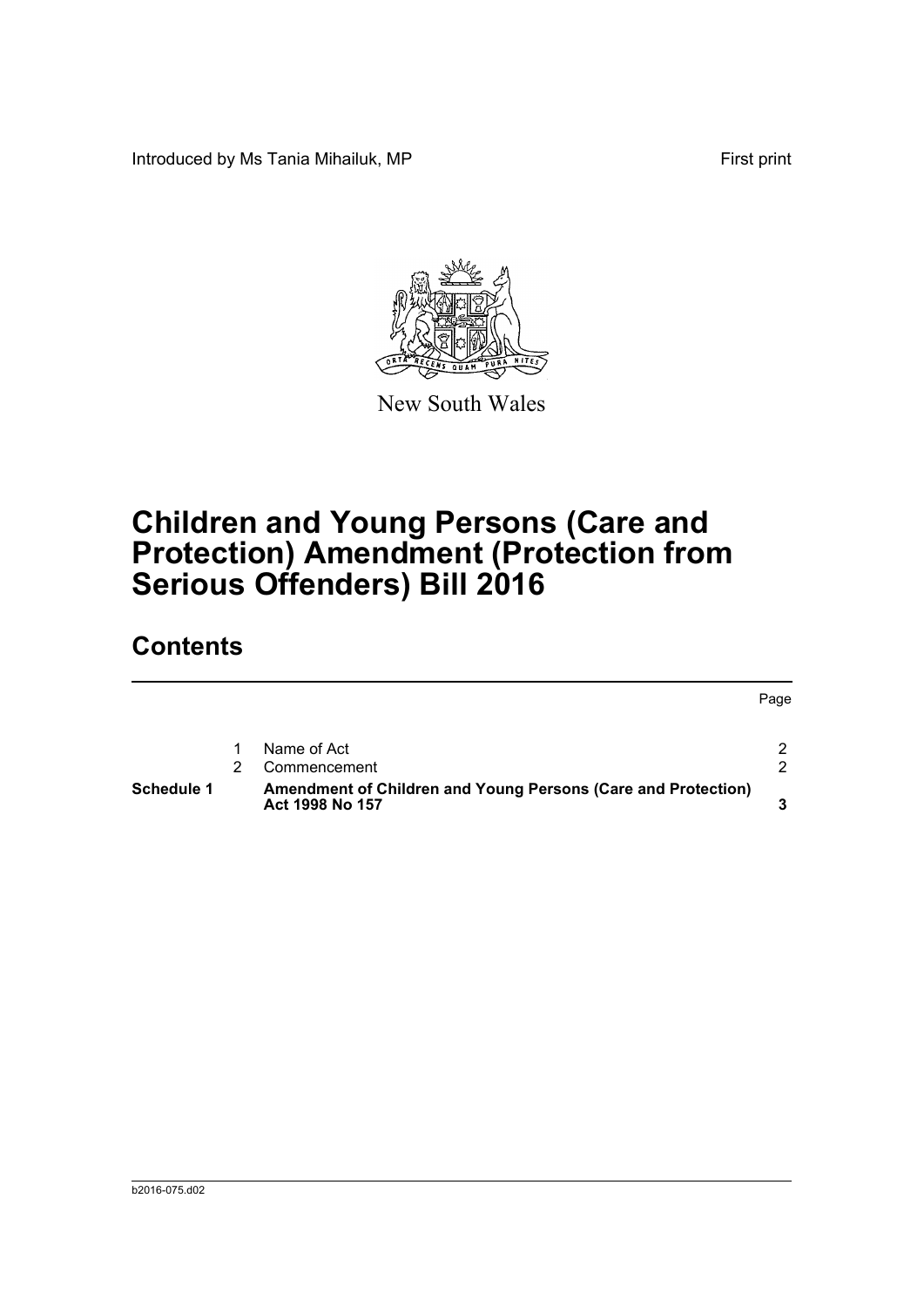Introduced by Ms Tania Mihailuk, MP First print

New South Wales

# Children and Young Persons (Care and Protection) Amendment (Protection from Serious Offenders) Bill 2016

## Contents

| | | | Page |
|---|---|---|---|
| | 1 | Name of Act | 2 |
| | 2 | Commencement | 2 |
| **Schedule 1** | | **Amendment of Children and Young Persons (Care and Protection) Act 1998 No 157** | **3** |

b2016-075.d02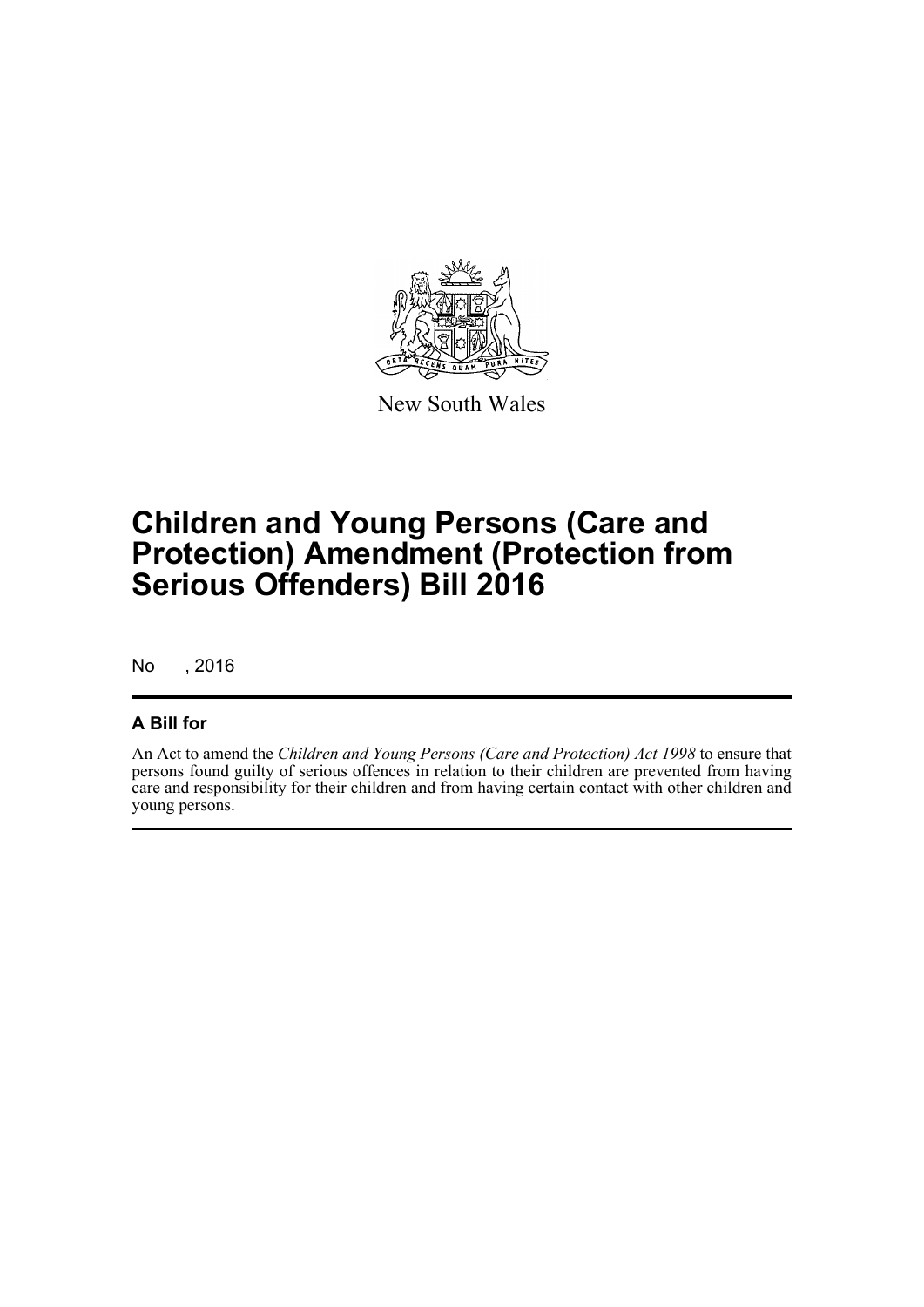New South Wales

# Children and Young Persons (Care and Protection) Amendment (Protection from Serious Offenders) Bill 2016

No , 2016

## A Bill for

An Act to amend the *Children and Young Persons (Care and Protection) Act 1998* to ensure that persons found guilty of serious offences in relation to their children are prevented from having care and responsibility for their children and from having certain contact with other children and young persons.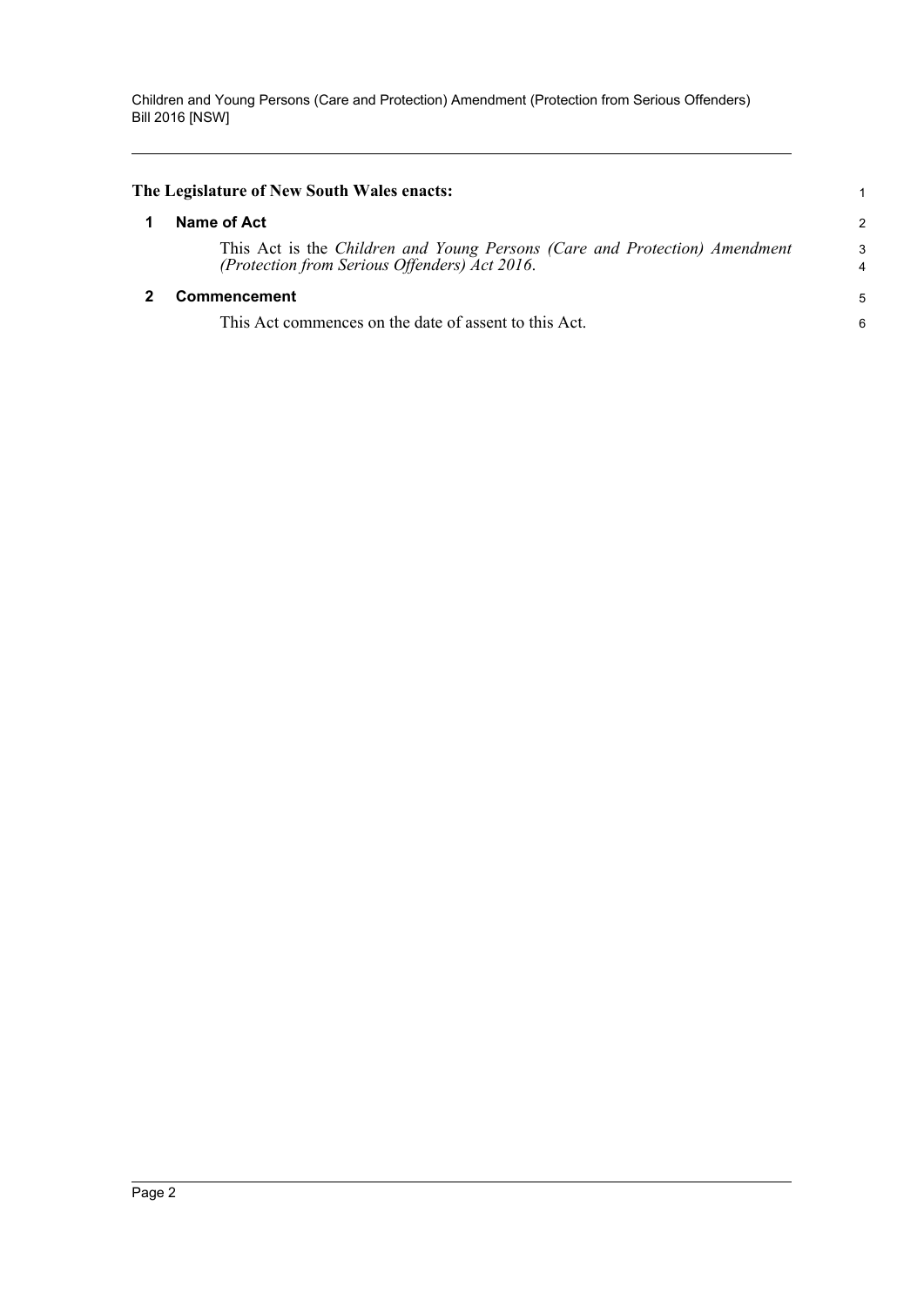**The Legislature of New South Wales enacts:**

## 1 Name of Act

This Act is the *Children and Young Persons (Care and Protection) Amendment (Protection from Serious Offenders) Act 2016*.

## 2 Commencement

This Act commences on the date of assent to this Act.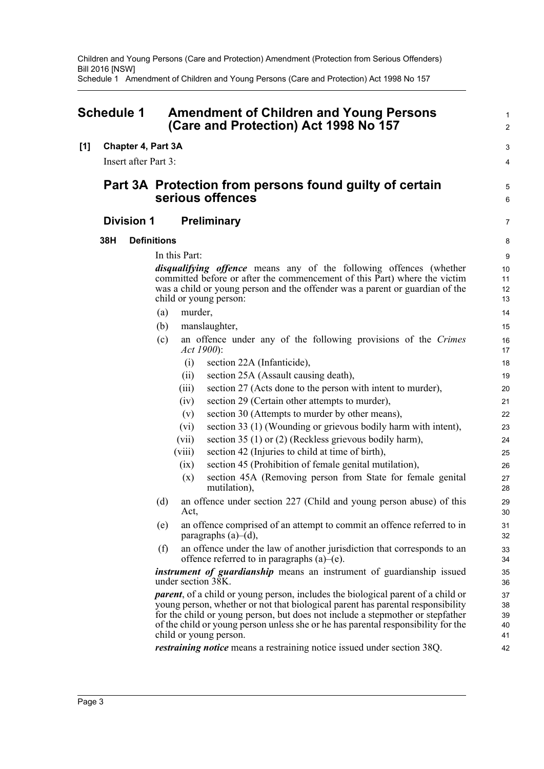# Schedule 1 Amendment of Children and Young Persons (Care and Protection) Act 1998 No 157

**[1] Chapter 4, Part 3A**

Insert after Part 3:

## Part 3A Protection from persons found guilty of certain serious offences

### Division 1 Preliminary

#### 38H Definitions

In this Part:

***disqualifying offence*** means any of the following offences (whether committed before or after the commencement of this Part) where the victim was a child or young person and the offender was a parent or guardian of the child or young person:

- (a) murder,
- (b) manslaughter,
- (c) an offence under any of the following provisions of the *Crimes Act 1900*):
  - (i) section 22A (Infanticide),
  - (ii) section 25A (Assault causing death),
  - (iii) section 27 (Acts done to the person with intent to murder),
  - (iv) section 29 (Certain other attempts to murder),
  - (v) section 30 (Attempts to murder by other means),
  - (vi) section 33 (1) (Wounding or grievous bodily harm with intent),
  - (vii) section 35 (1) or (2) (Reckless grievous bodily harm),
  - (viii) section 42 (Injuries to child at time of birth),
  - (ix) section 45 (Prohibition of female genital mutilation),
  - (x) section 45A (Removing person from State for female genital mutilation),
- (d) an offence under section 227 (Child and young person abuse) of this Act,
- (e) an offence comprised of an attempt to commit an offence referred to in paragraphs (a)–(d),
- (f) an offence under the law of another jurisdiction that corresponds to an offence referred to in paragraphs (a)–(e).

***instrument of guardianship*** means an instrument of guardianship issued under section 38K.

***parent***, of a child or young person, includes the biological parent of a child or young person, whether or not that biological parent has parental responsibility for the child or young person, but does not include a stepmother or stepfather of the child or young person unless she or he has parental responsibility for the child or young person.

***restraining notice*** means a restraining notice issued under section 38Q.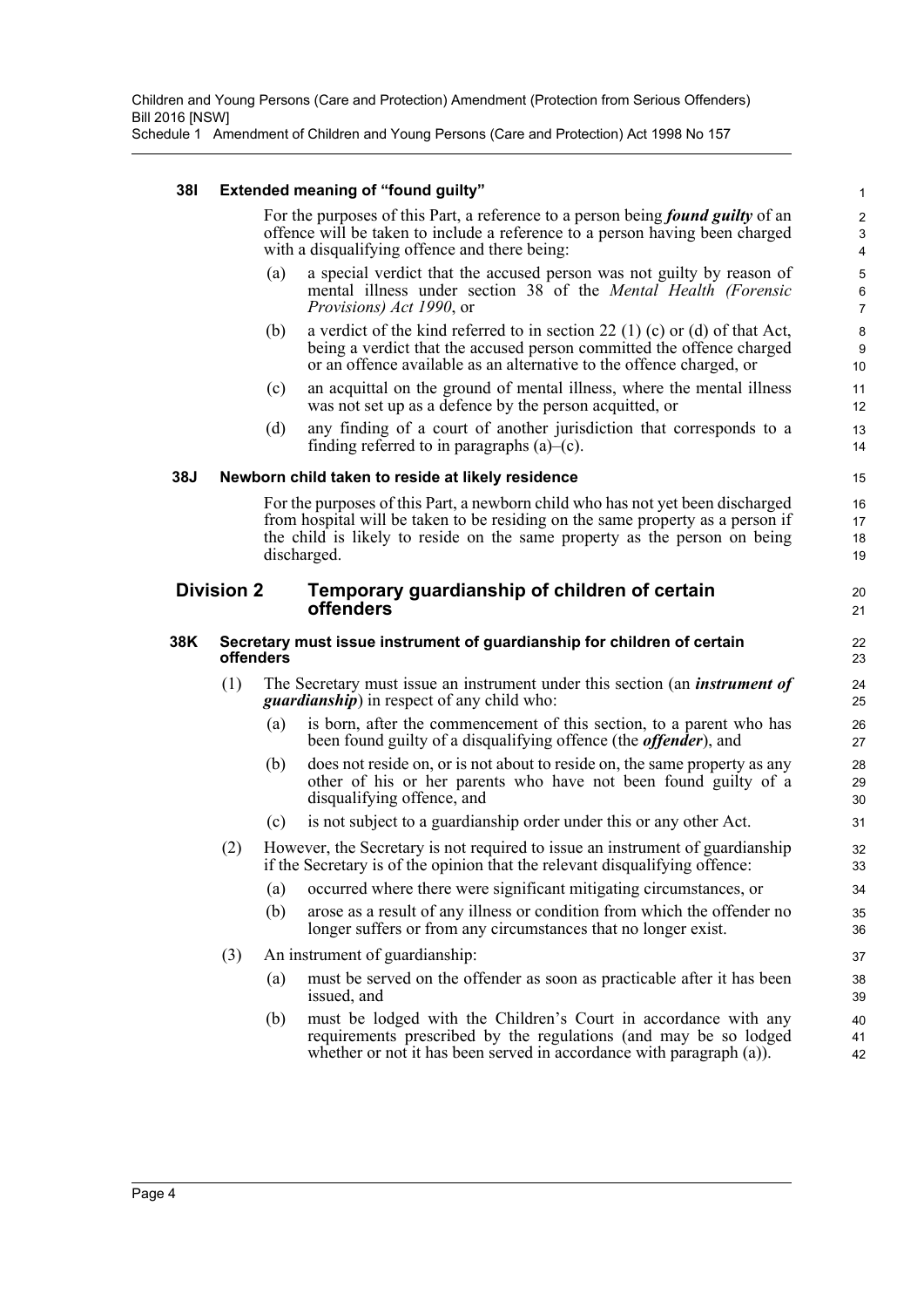#### 38I Extended meaning of "found guilty"

For the purposes of this Part, a reference to a person being ***found guilty*** of an offence will be taken to include a reference to a person having been charged with a disqualifying offence and there being:

(a) a special verdict that the accused person was not guilty by reason of mental illness under section 38 of the *Mental Health (Forensic Provisions) Act 1990*, or

(b) a verdict of the kind referred to in section 22 (1) (c) or (d) of that Act, being a verdict that the accused person committed the offence charged or an offence available as an alternative to the offence charged, or

(c) an acquittal on the ground of mental illness, where the mental illness was not set up as a defence by the person acquitted, or

(d) any finding of a court of another jurisdiction that corresponds to a finding referred to in paragraphs (a)–(c).

#### 38J Newborn child taken to reside at likely residence

For the purposes of this Part, a newborn child who has not yet been discharged from hospital will be taken to be residing on the same property as a person if the child is likely to reside on the same property as the person on being discharged.

### Division 2 Temporary guardianship of children of certain offenders

#### 38K Secretary must issue instrument of guardianship for children of certain offenders

(1) The Secretary must issue an instrument under this section (an ***instrument of guardianship***) in respect of any child who:

(a) is born, after the commencement of this section, to a parent who has been found guilty of a disqualifying offence (the ***offender***), and

(b) does not reside on, or is not about to reside on, the same property as any other of his or her parents who have not been found guilty of a disqualifying offence, and

(c) is not subject to a guardianship order under this or any other Act.

(2) However, the Secretary is not required to issue an instrument of guardianship if the Secretary is of the opinion that the relevant disqualifying offence:

(a) occurred where there were significant mitigating circumstances, or

(b) arose as a result of any illness or condition from which the offender no longer suffers or from any circumstances that no longer exist.

(3) An instrument of guardianship:

(a) must be served on the offender as soon as practicable after it has been issued, and

(b) must be lodged with the Children's Court in accordance with any requirements prescribed by the regulations (and may be so lodged whether or not it has been served in accordance with paragraph (a)).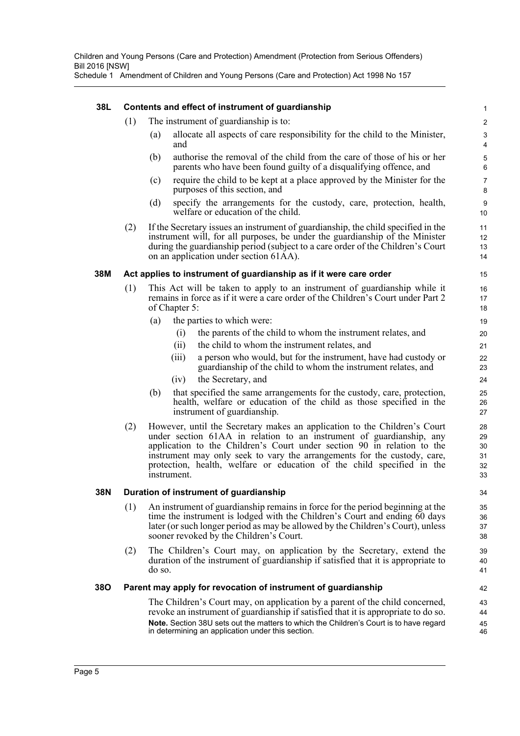**38L Contents and effect of instrument of guardianship**

(1) The instrument of guardianship is to:

(a) allocate all aspects of care responsibility for the child to the Minister, and

(b) authorise the removal of the child from the care of those of his or her parents who have been found guilty of a disqualifying offence, and

(c) require the child to be kept at a place approved by the Minister for the purposes of this section, and

(d) specify the arrangements for the custody, care, protection, health, welfare or education of the child.

(2) If the Secretary issues an instrument of guardianship, the child specified in the instrument will, for all purposes, be under the guardianship of the Minister during the guardianship period (subject to a care order of the Children's Court on an application under section 61AA).

**38M Act applies to instrument of guardianship as if it were care order**

(1) This Act will be taken to apply to an instrument of guardianship while it remains in force as if it were a care order of the Children's Court under Part 2 of Chapter 5:

(a) the parties to which were:

(i) the parents of the child to whom the instrument relates, and

(ii) the child to whom the instrument relates, and

(iii) a person who would, but for the instrument, have had custody or guardianship of the child to whom the instrument relates, and

(iv) the Secretary, and

(b) that specified the same arrangements for the custody, care, protection, health, welfare or education of the child as those specified in the instrument of guardianship.

(2) However, until the Secretary makes an application to the Children's Court under section 61AA in relation to an instrument of guardianship, any application to the Children's Court under section 90 in relation to the instrument may only seek to vary the arrangements for the custody, care, protection, health, welfare or education of the child specified in the instrument.

**38N Duration of instrument of guardianship**

(1) An instrument of guardianship remains in force for the period beginning at the time the instrument is lodged with the Children's Court and ending 60 days later (or such longer period as may be allowed by the Children's Court), unless sooner revoked by the Children's Court.

(2) The Children's Court may, on application by the Secretary, extend the duration of the instrument of guardianship if satisfied that it is appropriate to do so.

**38O Parent may apply for revocation of instrument of guardianship**

The Children's Court may, on application by a parent of the child concerned, revoke an instrument of guardianship if satisfied that it is appropriate to do so.

**Note.** Section 38U sets out the matters to which the Children's Court is to have regard in determining an application under this section.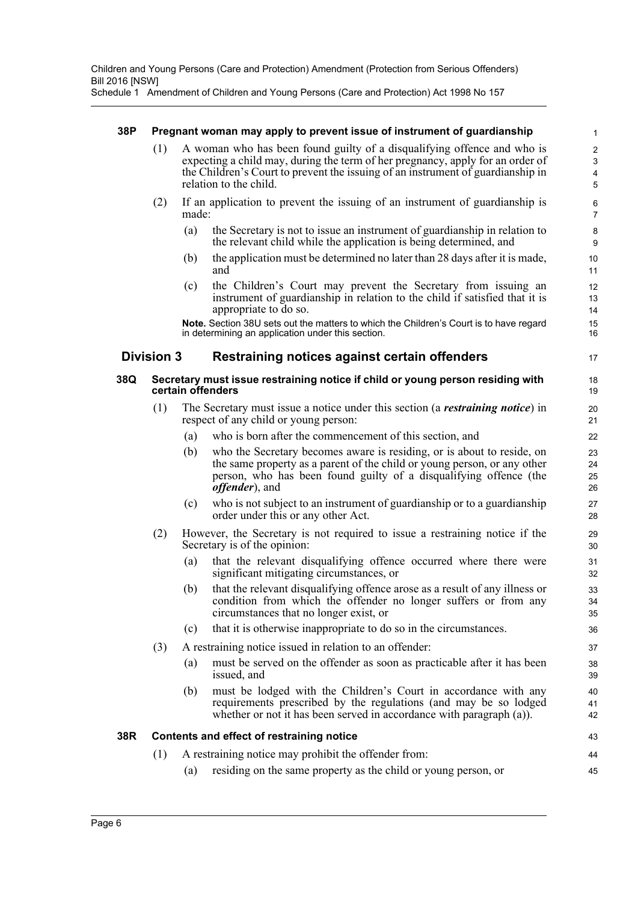**38P Pregnant woman may apply to prevent issue of instrument of guardianship**

(1) A woman who has been found guilty of a disqualifying offence and who is expecting a child may, during the term of her pregnancy, apply for an order of the Children's Court to prevent the issuing of an instrument of guardianship in relation to the child.

(2) If an application to prevent the issuing of an instrument of guardianship is made:

(a) the Secretary is not to issue an instrument of guardianship in relation to the relevant child while the application is being determined, and

(b) the application must be determined no later than 28 days after it is made, and

(c) the Children's Court may prevent the Secretary from issuing an instrument of guardianship in relation to the child if satisfied that it is appropriate to do so.

**Note.** Section 38U sets out the matters to which the Children's Court is to have regard in determining an application under this section.

## Division 3 Restraining notices against certain offenders

**38Q Secretary must issue restraining notice if child or young person residing with certain offenders**

(1) The Secretary must issue a notice under this section (a ***restraining notice***) in respect of any child or young person:

(a) who is born after the commencement of this section, and

(b) who the Secretary becomes aware is residing, or is about to reside, on the same property as a parent of the child or young person, or any other person, who has been found guilty of a disqualifying offence (the ***offender***), and

(c) who is not subject to an instrument of guardianship or to a guardianship order under this or any other Act.

(2) However, the Secretary is not required to issue a restraining notice if the Secretary is of the opinion:

(a) that the relevant disqualifying offence occurred where there were significant mitigating circumstances, or

(b) that the relevant disqualifying offence arose as a result of any illness or condition from which the offender no longer suffers or from any circumstances that no longer exist, or

(c) that it is otherwise inappropriate to do so in the circumstances.

(3) A restraining notice issued in relation to an offender:

(a) must be served on the offender as soon as practicable after it has been issued, and

(b) must be lodged with the Children's Court in accordance with any requirements prescribed by the regulations (and may be so lodged whether or not it has been served in accordance with paragraph (a)).

**38R Contents and effect of restraining notice**

(1) A restraining notice may prohibit the offender from:

(a) residing on the same property as the child or young person, or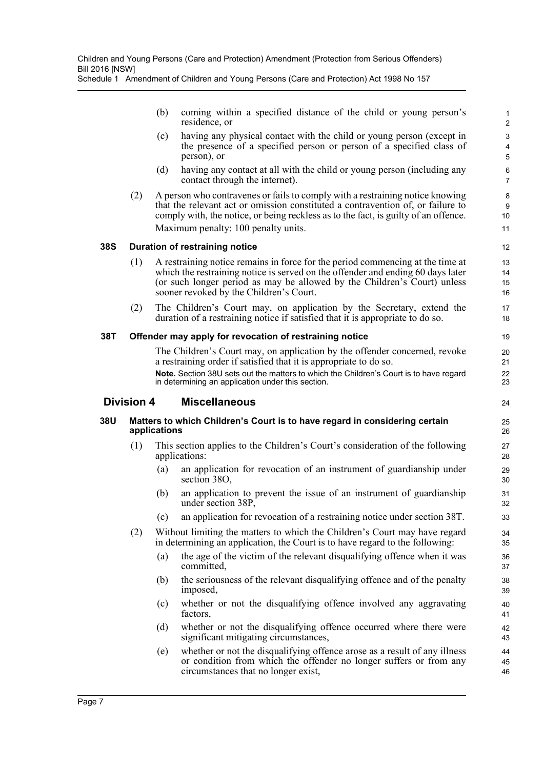(b) coming within a specified distance of the child or young person's residence, or

(c) having any physical contact with the child or young person (except in the presence of a specified person or person of a specified class of person), or

(d) having any contact at all with the child or young person (including any contact through the internet).

(2) A person who contravenes or fails to comply with a restraining notice knowing that the relevant act or omission constituted a contravention of, or failure to comply with, the notice, or being reckless as to the fact, is guilty of an offence.

Maximum penalty: 100 penalty units.

### 38S Duration of restraining notice

(1) A restraining notice remains in force for the period commencing at the time at which the restraining notice is served on the offender and ending 60 days later (or such longer period as may be allowed by the Children's Court) unless sooner revoked by the Children's Court.

(2) The Children's Court may, on application by the Secretary, extend the duration of a restraining notice if satisfied that it is appropriate to do so.

### 38T Offender may apply for revocation of restraining notice

The Children's Court may, on application by the offender concerned, revoke a restraining order if satisfied that it is appropriate to do so.

**Note.** Section 38U sets out the matters to which the Children's Court is to have regard in determining an application under this section.

## Division 4 Miscellaneous

### 38U Matters to which Children's Court is to have regard in considering certain applications

(1) This section applies to the Children's Court's consideration of the following applications:

(a) an application for revocation of an instrument of guardianship under section 38O,

(b) an application to prevent the issue of an instrument of guardianship under section 38P,

(c) an application for revocation of a restraining notice under section 38T.

(2) Without limiting the matters to which the Children's Court may have regard in determining an application, the Court is to have regard to the following:

(a) the age of the victim of the relevant disqualifying offence when it was committed,

(b) the seriousness of the relevant disqualifying offence and of the penalty imposed,

(c) whether or not the disqualifying offence involved any aggravating factors,

(d) whether or not the disqualifying offence occurred where there were significant mitigating circumstances,

(e) whether or not the disqualifying offence arose as a result of any illness or condition from which the offender no longer suffers or from any circumstances that no longer exist,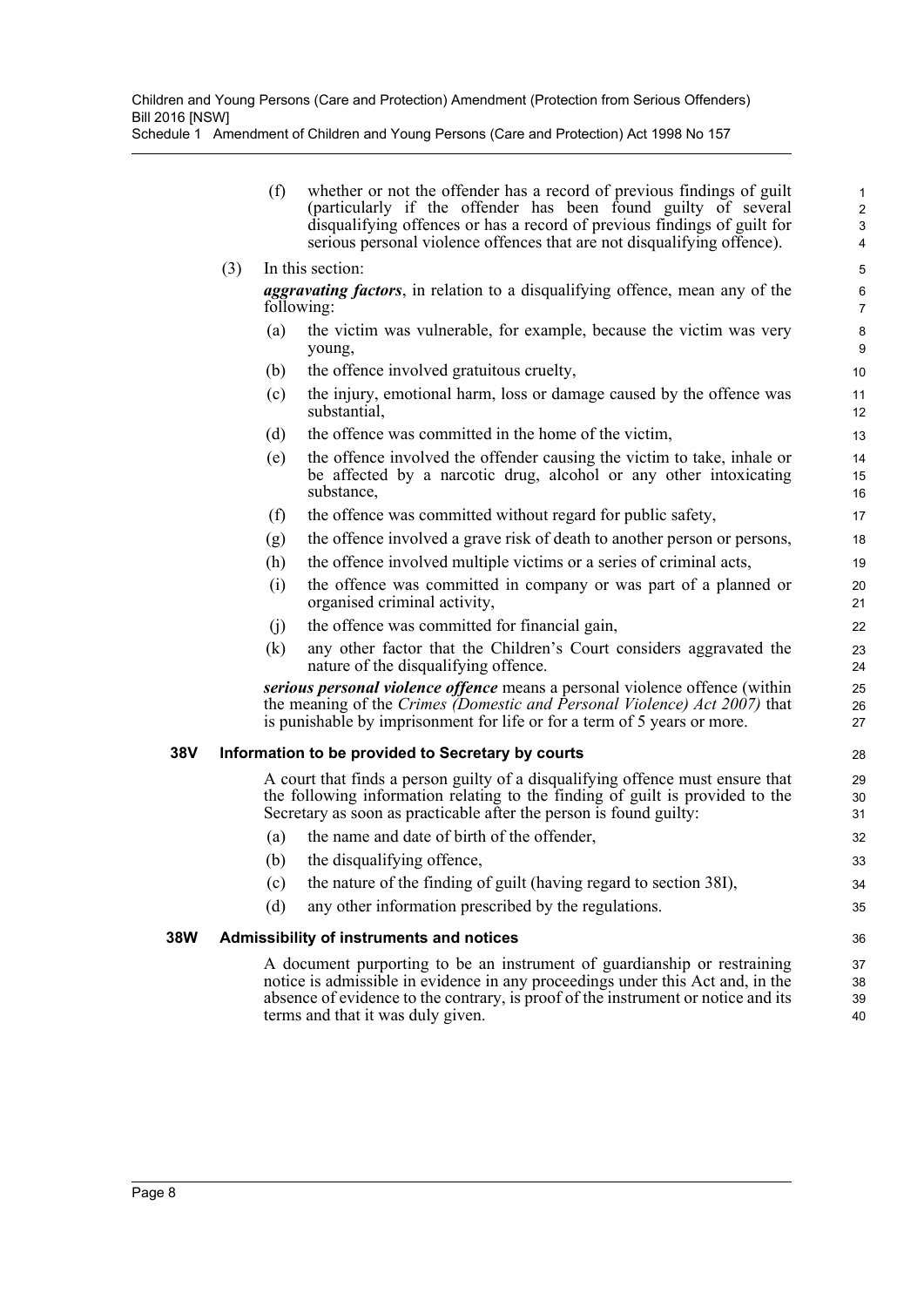(f) whether or not the offender has a record of previous findings of guilt (particularly if the offender has been found guilty of several disqualifying offences or has a record of previous findings of guilt for serious personal violence offences that are not disqualifying offence).

(3) In this section:

***aggravating factors***, in relation to a disqualifying offence, mean any of the following:

(a) the victim was vulnerable, for example, because the victim was very young,

(b) the offence involved gratuitous cruelty,

(c) the injury, emotional harm, loss or damage caused by the offence was substantial,

(d) the offence was committed in the home of the victim,

(e) the offence involved the offender causing the victim to take, inhale or be affected by a narcotic drug, alcohol or any other intoxicating substance,

(f) the offence was committed without regard for public safety,

(g) the offence involved a grave risk of death to another person or persons,

(h) the offence involved multiple victims or a series of criminal acts,

(i) the offence was committed in company or was part of a planned or organised criminal activity,

(j) the offence was committed for financial gain,

(k) any other factor that the Children's Court considers aggravated the nature of the disqualifying offence.

***serious personal violence offence*** means a personal violence offence (within the meaning of the *Crimes (Domestic and Personal Violence) Act 2007)* that is punishable by imprisonment for life or for a term of 5 years or more.

### 38V Information to be provided to Secretary by courts

A court that finds a person guilty of a disqualifying offence must ensure that the following information relating to the finding of guilt is provided to the Secretary as soon as practicable after the person is found guilty:

(a) the name and date of birth of the offender,

(b) the disqualifying offence,

(c) the nature of the finding of guilt (having regard to section 38I),

(d) any other information prescribed by the regulations.

### 38W Admissibility of instruments and notices

A document purporting to be an instrument of guardianship or restraining notice is admissible in evidence in any proceedings under this Act and, in the absence of evidence to the contrary, is proof of the instrument or notice and its terms and that it was duly given.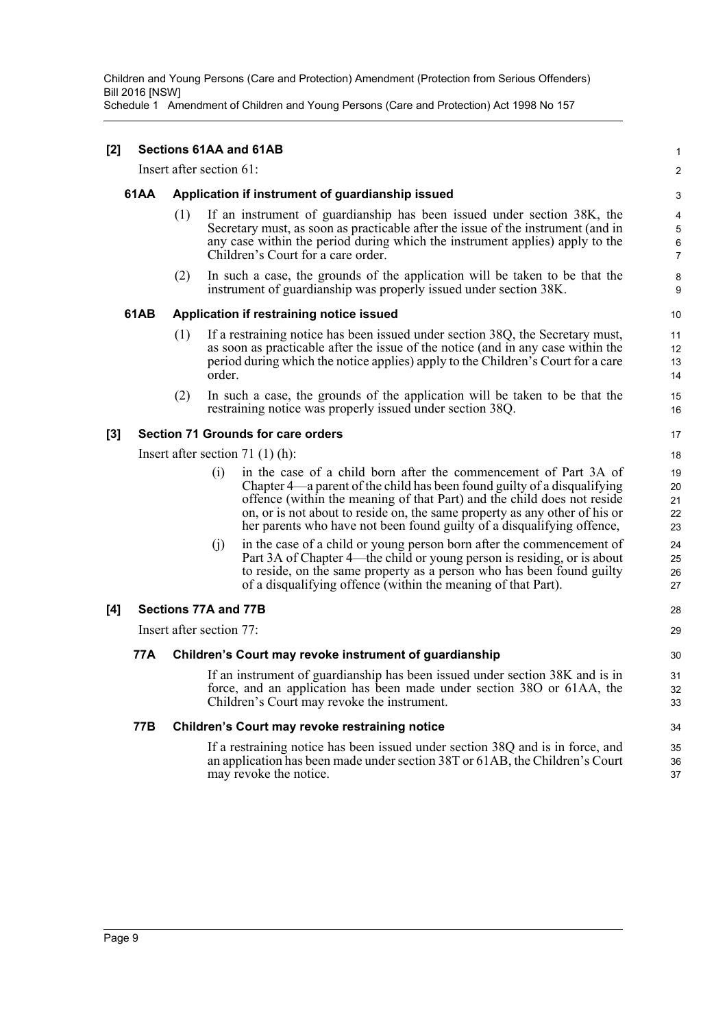**[2] Sections 61AA and 61AB**

Insert after section 61:

**61AA Application if instrument of guardianship issued**

(1) If an instrument of guardianship has been issued under section 38K, the Secretary must, as soon as practicable after the issue of the instrument (and in any case within the period during which the instrument applies) apply to the Children's Court for a care order.

(2) In such a case, the grounds of the application will be taken to be that the instrument of guardianship was properly issued under section 38K.

**61AB Application if restraining notice issued**

(1) If a restraining notice has been issued under section 38Q, the Secretary must, as soon as practicable after the issue of the notice (and in any case within the period during which the notice applies) apply to the Children's Court for a care order.

(2) In such a case, the grounds of the application will be taken to be that the restraining notice was properly issued under section 38Q.

**[3] Section 71 Grounds for care orders**

Insert after section 71 (1) (h):

(i) in the case of a child born after the commencement of Part 3A of Chapter 4—a parent of the child has been found guilty of a disqualifying offence (within the meaning of that Part) and the child does not reside on, or is not about to reside on, the same property as any other of his or her parents who have not been found guilty of a disqualifying offence,

(j) in the case of a child or young person born after the commencement of Part 3A of Chapter 4—the child or young person is residing, or is about to reside, on the same property as a person who has been found guilty of a disqualifying offence (within the meaning of that Part).

**[4] Sections 77A and 77B**

Insert after section 77:

**77A Children's Court may revoke instrument of guardianship**

If an instrument of guardianship has been issued under section 38K and is in force, and an application has been made under section 38O or 61AA, the Children's Court may revoke the instrument.

**77B Children's Court may revoke restraining notice**

If a restraining notice has been issued under section 38Q and is in force, and an application has been made under section 38T or 61AB, the Children's Court may revoke the notice.